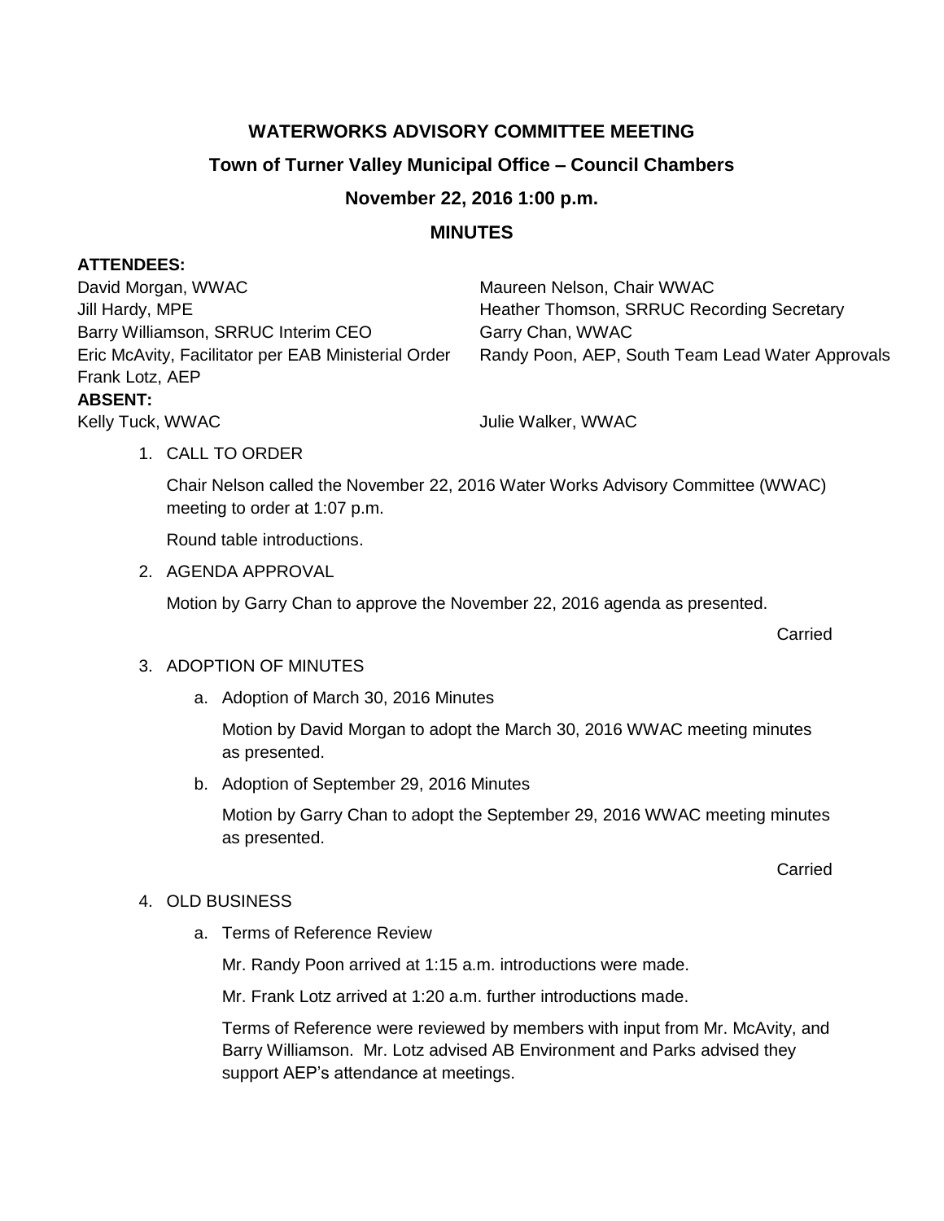# WATERWORKS ADVISORY COMMITTEE MEETING

## Town of Turner Valley Municipal Office – Council Chambers

## November 22, 2016 1:00 p.m.

## MINUTES

**ATTENDEES:**

David Morgan, WWAC
Maureen Nelson, Chair WWAC
Jill Hardy, MPE
Heather Thomson, SRRUC Recording Secretary
Barry Williamson, SRRUC Interim CEO
Garry Chan, WWAC
Eric McAvity, Facilitator per EAB Ministerial Order
Randy Poon, AEP, South Team Lead Water Approvals
Frank Lotz, AEP

**ABSENT:**

Kelly Tuck, WWAC
Julie Walker, WWAC

1. CALL TO ORDER

   Chair Nelson called the November 22, 2016 Water Works Advisory Committee (WWAC) meeting to order at 1:07 p.m.

   Round table introductions.

2. AGENDA APPROVAL

   Motion by Garry Chan to approve the November 22, 2016 agenda as presented.

   Carried

3. ADOPTION OF MINUTES

   a. Adoption of March 30, 2016 Minutes

      Motion by David Morgan to adopt the March 30, 2016 WWAC meeting minutes as presented.

   b. Adoption of September 29, 2016 Minutes

      Motion by Garry Chan to adopt the September 29, 2016 WWAC meeting minutes as presented.

   Carried

4. OLD BUSINESS

   a. Terms of Reference Review

      Mr. Randy Poon arrived at 1:15 a.m. introductions were made.

      Mr. Frank Lotz arrived at 1:20 a.m. further introductions made.

      Terms of Reference were reviewed by members with input from Mr. McAvity, and Barry Williamson. Mr. Lotz advised AB Environment and Parks advised they support AEP's attendance at meetings.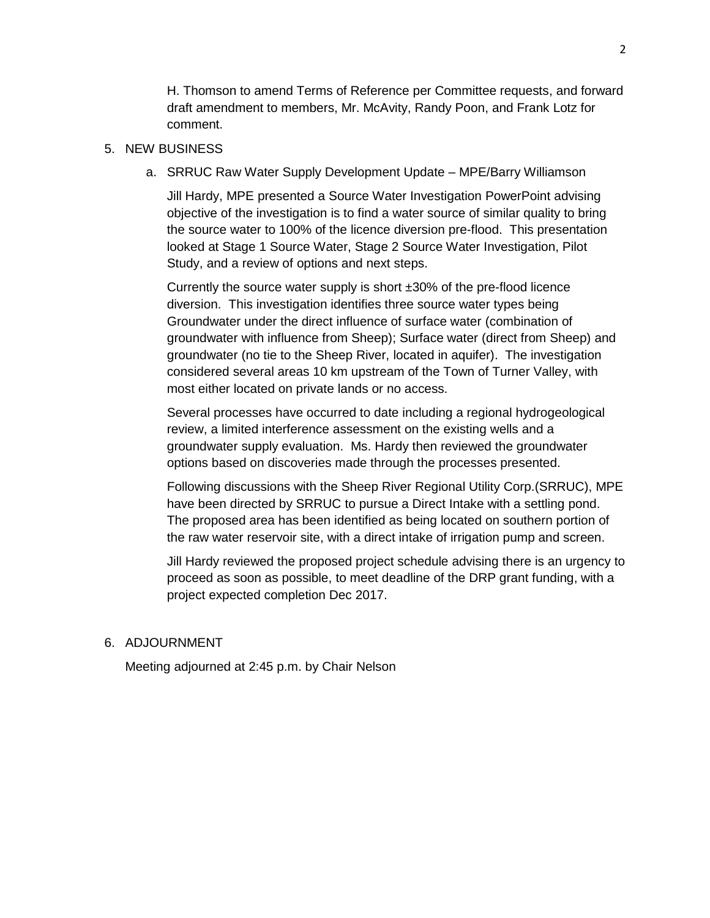H. Thomson to amend Terms of Reference per Committee requests, and forward draft amendment to members, Mr. McAvity, Randy Poon, and Frank Lotz for comment.

5. NEW BUSINESS

   a. SRRUC Raw Water Supply Development Update – MPE/Barry Williamson

      Jill Hardy, MPE presented a Source Water Investigation PowerPoint advising objective of the investigation is to find a water source of similar quality to bring the source water to 100% of the licence diversion pre-flood. This presentation looked at Stage 1 Source Water, Stage 2 Source Water Investigation, Pilot Study, and a review of options and next steps.

      Currently the source water supply is short ±30% of the pre-flood licence diversion. This investigation identifies three source water types being Groundwater under the direct influence of surface water (combination of groundwater with influence from Sheep); Surface water (direct from Sheep) and groundwater (no tie to the Sheep River, located in aquifer). The investigation considered several areas 10 km upstream of the Town of Turner Valley, with most either located on private lands or no access.

      Several processes have occurred to date including a regional hydrogeological review, a limited interference assessment on the existing wells and a groundwater supply evaluation. Ms. Hardy then reviewed the groundwater options based on discoveries made through the processes presented.

      Following discussions with the Sheep River Regional Utility Corp.(SRRUC), MPE have been directed by SRRUC to pursue a Direct Intake with a settling pond. The proposed area has been identified as being located on southern portion of the raw water reservoir site, with a direct intake of irrigation pump and screen.

      Jill Hardy reviewed the proposed project schedule advising there is an urgency to proceed as soon as possible, to meet deadline of the DRP grant funding, with a project expected completion Dec 2017.

6. ADJOURNMENT

   Meeting adjourned at 2:45 p.m. by Chair Nelson